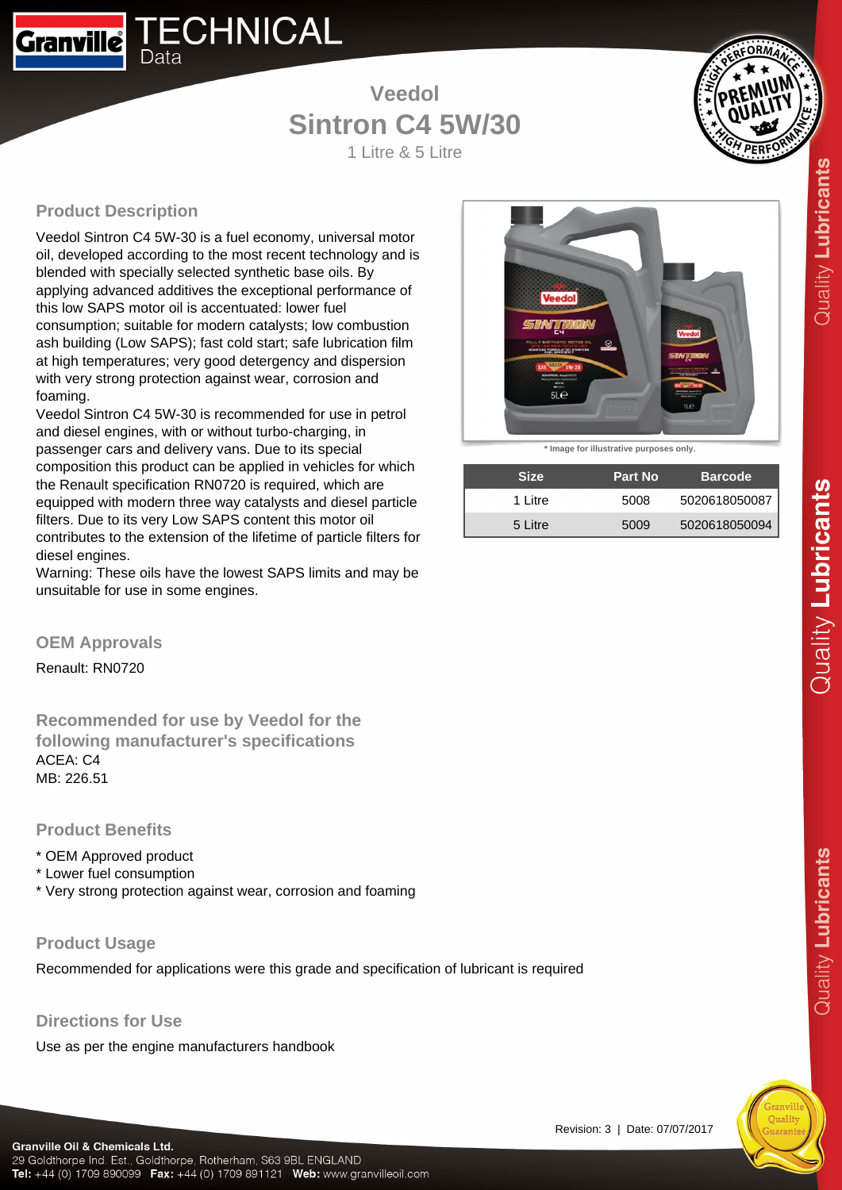# Veedol
# Sintron C4 5W/30

1 Litre & 5 Litre

## Product Description

Veedol Sintron C4 5W-30 is a fuel economy, universal motor oil, developed according to the most recent technology and is blended with specially selected synthetic base oils. By applying advanced additives the exceptional performance of this low SAPS motor oil is accentuated: lower fuel consumption; suitable for modern catalysts; low combustion ash building (Low SAPS); fast cold start; safe lubrication film at high temperatures; very good detergency and dispersion with very strong protection against wear, corrosion and foaming.

Veedol Sintron C4 5W-30 is recommended for use in petrol and diesel engines, with or without turbo-charging, in passenger cars and delivery vans. Due to its special composition this product can be applied in vehicles for which the Renault specification RN0720 is required, which are equipped with modern three way catalysts and diesel particle filters. Due to its very Low SAPS content this motor oil contributes to the extension of the lifetime of particle filters for diesel engines.

Warning: These oils have the lowest SAPS limits and may be unsuitable for use in some engines.

* Image for illustrative purposes only.

| Size | Part No | Barcode |
| --- | --- | --- |
| 1 Litre | 5008 | 5020618050087 |
| 5 Litre | 5009 | 5020618050094 |

## OEM Approvals

Renault: RN0720

## Recommended for use by Veedol for the following manufacturer's specifications

ACEA: C4
MB: 226.51

## Product Benefits

* OEM Approved product
* Lower fuel consumption
* Very strong protection against wear, corrosion and foaming

## Product Usage

Recommended for applications were this grade and specification of lubricant is required

## Directions for Use

Use as per the engine manufacturers handbook

Revision: 3 | Date: 07/07/2017

**Granville Oil & Chemicals Ltd.**
29 Goldthorpe Ind. Est., Goldthorpe, Rotherham, S63 9BL ENGLAND
**Tel:** +44 (0) 1709 890099 **Fax:** +44 (0) 1709 891121 **Web:** www.granvilleoil.com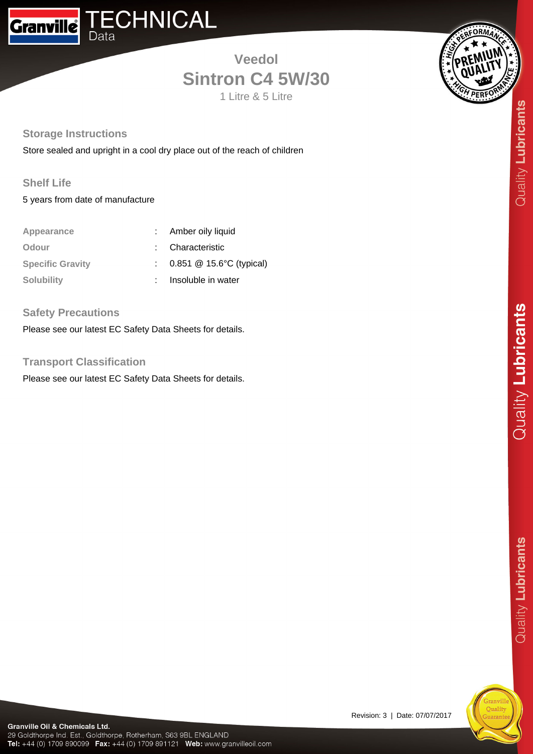# Veedol
## Sintron C4 5W/30
1 Litre & 5 Litre

### Storage Instructions
Store sealed and upright in a cool dry place out of the reach of children

### Shelf Life
5 years from date of manufacture

| | | |
|---|---|---|
| **Appearance** | : | Amber oily liquid |
| **Odour** | : | Characteristic |
| **Specific Gravity** | : | 0.851 @ 15.6°C (typical) |
| **Solubility** | : | Insoluble in water |

### Safety Precautions
Please see our latest EC Safety Data Sheets for details.

### Transport Classification
Please see our latest EC Safety Data Sheets for details.

Revision: 3 | Date: 07/07/2017